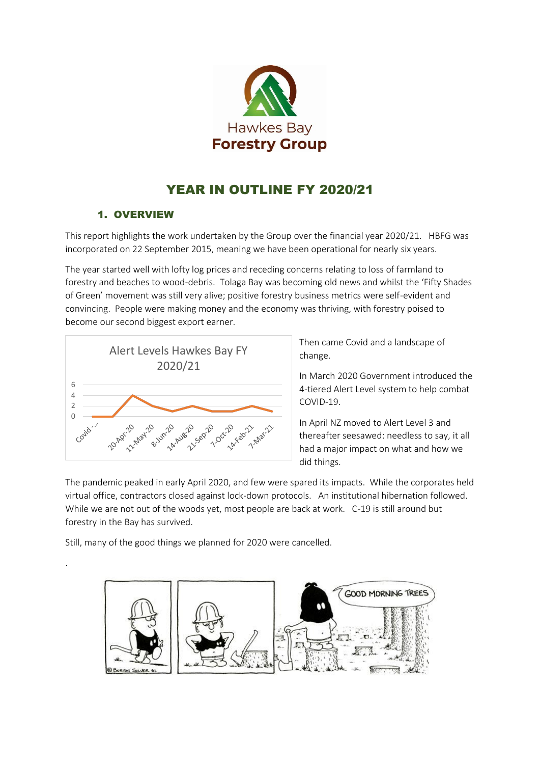# YEAR IN OUTLINE FY 2020/21

## 1. OVERVIEW

This report highlights the work undertaken by the Group over the financial year 2020/21. HBFG was incorporated on 22 September 2015, meaning we have been operational for nearly six years.

The year started well with lofty log prices and receding concerns relating to loss of farmland to forestry and beaches to wood-debris. Tolaga Bay was becoming old news and whilst the 'Fifty Shades of Green' movement was still very alive; positive forestry business metrics were self-evident and convincing. People were making money and the economy was thriving, with forestry poised to become our second biggest export earner.

Then came Covid and a landscape of change.

In March 2020 Government introduced the 4-tiered Alert Level system to help combat COVID-19.

In April NZ moved to Alert Level 3 and thereafter seesawed: needless to say, it all had a major impact on what and how we did things.

The pandemic peaked in early April 2020, and few were spared its impacts. While the corporates held virtual office, contractors closed against lock-down protocols. An institutional hibernation followed. While we are not out of the woods yet, most people are back at work. C-19 is still around but forestry in the Bay has survived.

Still, many of the good things we planned for 2020 were cancelled.

.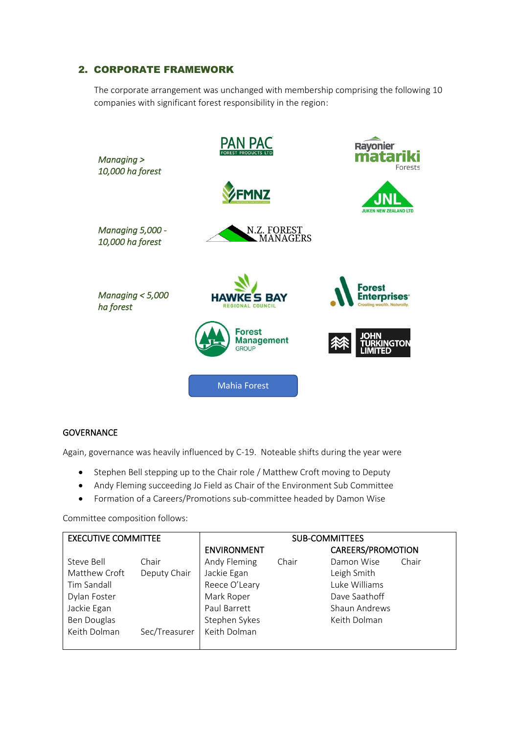## 2. CORPORATE FRAMEWORK

The corporate arrangement was unchanged with membership comprising the following 10 companies with significant forest responsibility in the region:

*Managing > 10,000 ha forest*

PAN PAC FOREST PRODUCTS LTD

Rayonier matariki Forests

FMNZ

JNL JUKEN NEW ZEALAND LTD

*Managing 5,000 - 10,000 ha forest*

N.Z. FOREST MANAGERS

*Managing < 5,000 ha forest*

HAWKE'S BAY REGIONAL COUNCIL

Forest Enterprises Creating wealth. Naturally.

Forest Management GROUP

JOHN TURKINGTON LIMITED

Mahia Forest

### GOVERNANCE

Again, governance was heavily influenced by C-19. Noteable shifts during the year were

- Stephen Bell stepping up to the Chair role / Matthew Croft moving to Deputy
- Andy Fleming succeeding Jo Field as Chair of the Environment Sub Committee
- Formation of a Careers/Promotions sub-committee headed by Damon Wise

Committee composition follows:

| EXECUTIVE COMMITTEE | | SUB-COMMITTEES | | | |
|---|---|---|---|---|---|
| | | ENVIRONMENT | | CAREERS/PROMOTION | |
| Steve Bell | Chair | Andy Fleming | Chair | Damon Wise | Chair |
| Matthew Croft | Deputy Chair | Jackie Egan | | Leigh Smith | |
| Tim Sandall | | Reece O'Leary | | Luke Williams | |
| Dylan Foster | | Mark Roper | | Dave Saathoff | |
| Jackie Egan | | Paul Barrett | | Shaun Andrews | |
| Ben Douglas | | Stephen Sykes | | Keith Dolman | |
| Keith Dolman | Sec/Treasurer | Keith Dolman | | | |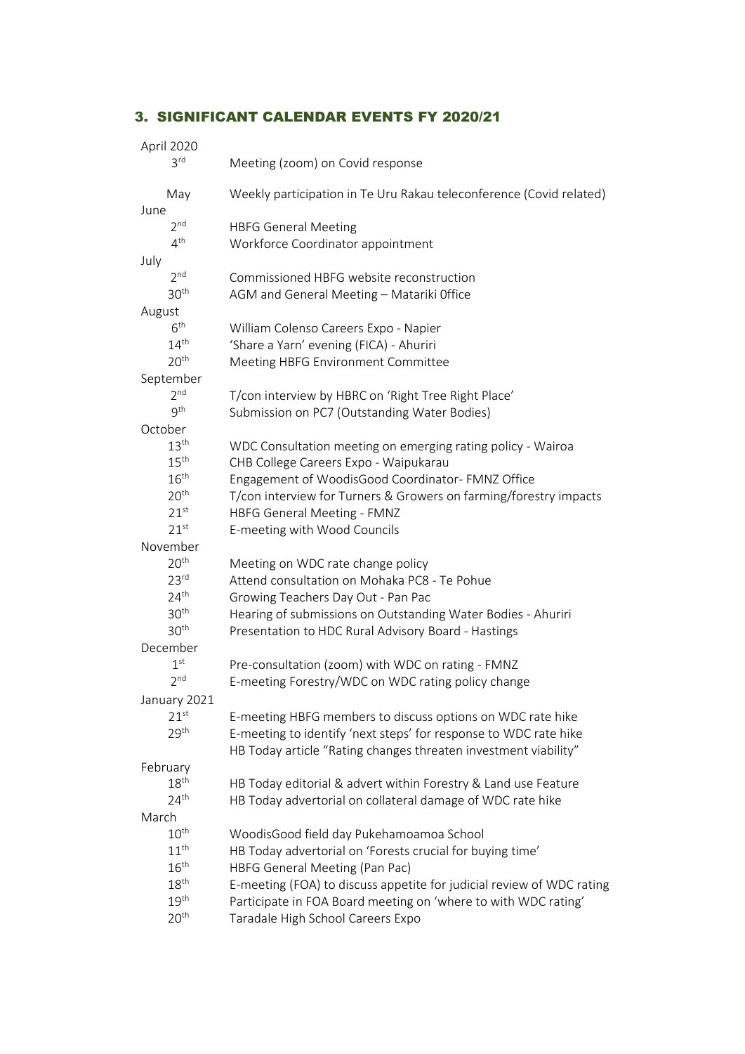## 3. SIGNIFICANT CALENDAR EVENTS FY 2020/21

| | |
|---|---|
| **April 2020** | |
| 3rd | Meeting (zoom) on Covid response |
| May | Weekly participation in Te Uru Rakau teleconference (Covid related) |
| **June** | |
| 2nd | HBFG General Meeting |
| 4th | Workforce Coordinator appointment |
| **July** | |
| 2nd | Commissioned HBFG website reconstruction |
| 30th | AGM and General Meeting – Matariki 0ffice |
| **August** | |
| 6th | William Colenso Careers Expo - Napier |
| 14th | 'Share a Yarn' evening (FICA) - Ahuriri |
| 20th | Meeting HBFG Environment Committee |
| **September** | |
| 2nd | T/con interview by HBRC on 'Right Tree Right Place' |
| 9th | Submission on PC7 (Outstanding Water Bodies) |
| **October** | |
| 13th | WDC Consultation meeting on emerging rating policy - Wairoa |
| 15th | CHB College Careers Expo - Waipukarau |
| 16th | Engagement of WoodisGood Coordinator- FMNZ Office |
| 20th | T/con interview for Turners & Growers on farming/forestry impacts |
| 21st | HBFG General Meeting - FMNZ |
| 21st | E-meeting with Wood Councils |
| **November** | |
| 20th | Meeting on WDC rate change policy |
| 23rd | Attend consultation on Mohaka PC8 - Te Pohue |
| 24th | Growing Teachers Day Out - Pan Pac |
| 30th | Hearing of submissions on Outstanding Water Bodies - Ahuriri |
| 30th | Presentation to HDC Rural Advisory Board - Hastings |
| **December** | |
| 1st | Pre-consultation (zoom) with WDC on rating - FMNZ |
| 2nd | E-meeting Forestry/WDC on WDC rating policy change |
| **January 2021** | |
| 21st | E-meeting HBFG members to discuss options on WDC rate hike |
| 29th | E-meeting to identify 'next steps' for response to WDC rate hike |
| | HB Today article "Rating changes threaten investment viability" |
| **February** | |
| 18th | HB Today editorial & advert within Forestry & Land use Feature |
| 24th | HB Today advertorial on collateral damage of WDC rate hike |
| **March** | |
| 10th | WoodisGood field day Pukehamoamoa School |
| 11th | HB Today advertorial on 'Forests crucial for buying time' |
| 16th | HBFG General Meeting (Pan Pac) |
| 18th | E-meeting (FOA) to discuss appetite for judicial review of WDC rating |
| 19th | Participate in FOA Board meeting on 'where to with WDC rating' |
| 20th | Taradale High School Careers Expo |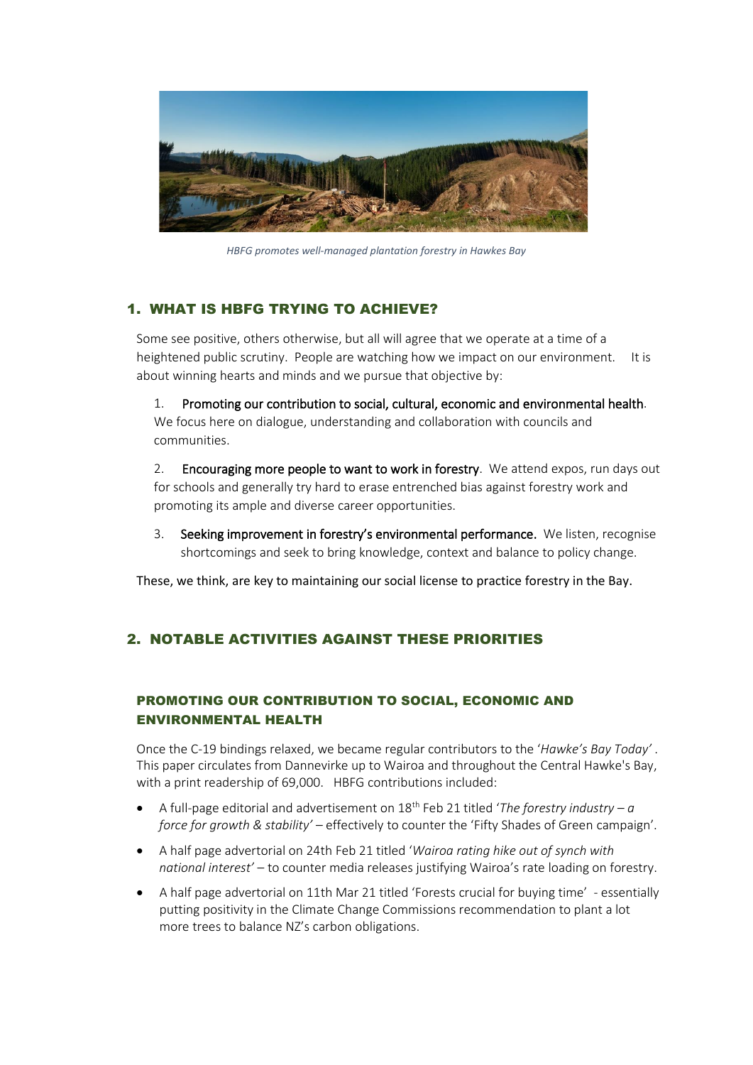*HBFG promotes well-managed plantation forestry in Hawkes Bay*

## 1. WHAT IS HBFG TRYING TO ACHIEVE?

Some see positive, others otherwise, but all will agree that we operate at a time of a heightened public scrutiny. People are watching how we impact on our environment. It is about winning hearts and minds and we pursue that objective by:

1. **Promoting our contribution to social, cultural, economic and environmental health**. We focus here on dialogue, understanding and collaboration with councils and communities.

2. **Encouraging more people to want to work in forestry**. We attend expos, run days out for schools and generally try hard to erase entrenched bias against forestry work and promoting its ample and diverse career opportunities.

3. **Seeking improvement in forestry's environmental performance.** We listen, recognise shortcomings and seek to bring knowledge, context and balance to policy change.

These, we think, are key to maintaining our social license to practice forestry in the Bay.

## 2. NOTABLE ACTIVITIES AGAINST THESE PRIORITIES

### PROMOTING OUR CONTRIBUTION TO SOCIAL, ECONOMIC AND ENVIRONMENTAL HEALTH

Once the C-19 bindings relaxed, we became regular contributors to the '*Hawke's Bay Today*'. This paper circulates from Dannevirke up to Wairoa and throughout the Central Hawke's Bay, with a print readership of 69,000. HBFG contributions included:

- A full-page editorial and advertisement on 18th Feb 21 titled '*The forestry industry – a force for growth & stability'* – effectively to counter the 'Fifty Shades of Green campaign'.
- A half page advertorial on 24th Feb 21 titled '*Wairoa rating hike out of synch with national interest'* – to counter media releases justifying Wairoa's rate loading on forestry.
- A half page advertorial on 11th Mar 21 titled 'Forests crucial for buying time' - essentially putting positivity in the Climate Change Commissions recommendation to plant a lot more trees to balance NZ's carbon obligations.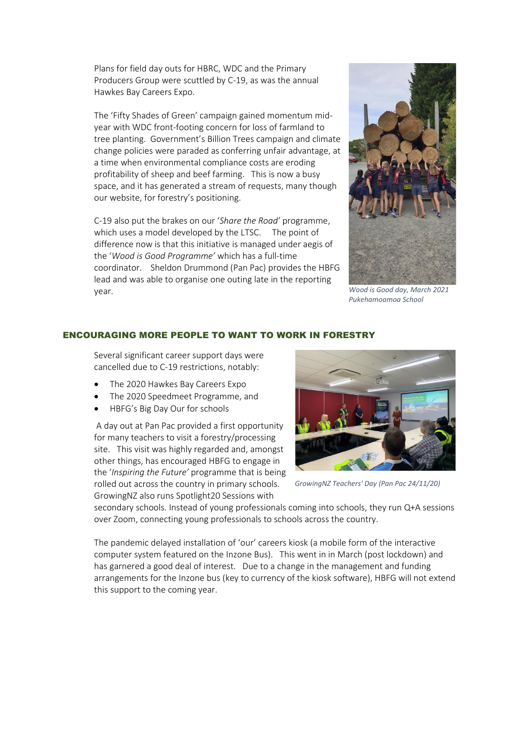Plans for field day outs for HBRC, WDC and the Primary Producers Group were scuttled by C-19, as was the annual Hawkes Bay Careers Expo.

The 'Fifty Shades of Green' campaign gained momentum mid-year with WDC front-footing concern for loss of farmland to tree planting. Government's Billion Trees campaign and climate change policies were paraded as conferring unfair advantage, at a time when environmental compliance costs are eroding profitability of sheep and beef farming. This is now a busy space, and it has generated a stream of requests, many though our website, for forestry's positioning.

C-19 also put the brakes on our '*Share the Road*' programme, which uses a model developed by the LTSC. The point of difference now is that this initiative is managed under aegis of the '*Wood is Good Programme*' which has a full-time coordinator. Sheldon Drummond (Pan Pac) provides the HBFG lead and was able to organise one outing late in the reporting year.

*Wood is Good day, March 2021 Pukehamoamoa School*

## ENCOURAGING MORE PEOPLE TO WANT TO WORK IN FORESTRY

Several significant career support days were cancelled due to C-19 restrictions, notably:

- The 2020 Hawkes Bay Careers Expo
- The 2020 Speedmeet Programme, and
- HBFG's Big Day Our for schools

A day out at Pan Pac provided a first opportunity for many teachers to visit a forestry/processing site. This visit was highly regarded and, amongst other things, has encouraged HBFG to engage in the '*Inspiring the Future*' programme that is being rolled out across the country in primary schools. GrowingNZ also runs Spotlight20 Sessions with secondary schools. Instead of young professionals coming into schools, they run Q+A sessions over Zoom, connecting young professionals to schools across the country.

*GrowingNZ Teachers' Day (Pan Pac 24/11/20)*

The pandemic delayed installation of 'our' careers kiosk (a mobile form of the interactive computer system featured on the Inzone Bus). This went in in March (post lockdown) and has garnered a good deal of interest. Due to a change in the management and funding arrangements for the Inzone bus (key to currency of the kiosk software), HBFG will not extend this support to the coming year.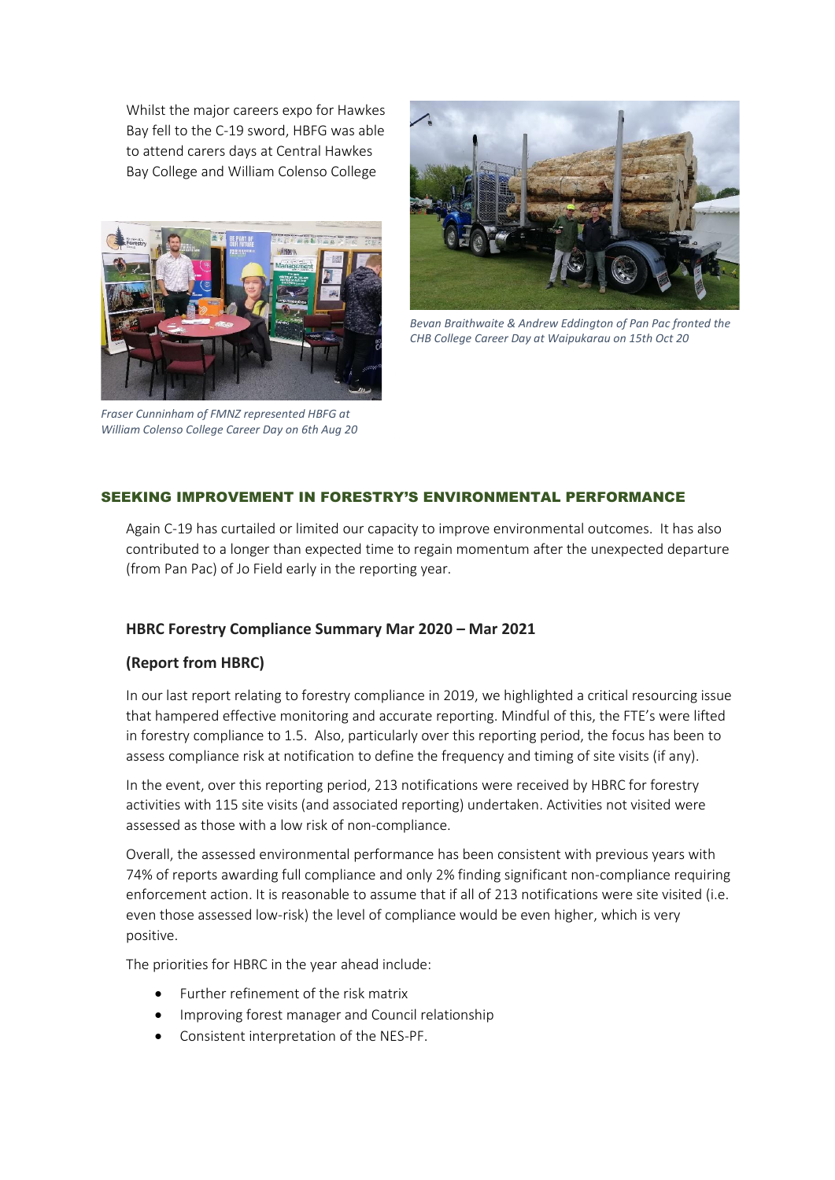Whilst the major careers expo for Hawkes Bay fell to the C-19 sword, HBFG was able to attend carers days at Central Hawkes Bay College and William Colenso College

*Fraser Cunninham of FMNZ represented HBFG at William Colenso College Career Day on 6th Aug 20*

*Bevan Braithwaite & Andrew Eddington of Pan Pac fronted the CHB College Career Day at Waipukarau on 15th Oct 20*

## SEEKING IMPROVEMENT IN FORESTRY'S ENVIRONMENTAL PERFORMANCE

Again C-19 has curtailed or limited our capacity to improve environmental outcomes. It has also contributed to a longer than expected time to regain momentum after the unexpected departure (from Pan Pac) of Jo Field early in the reporting year.

### HBRC Forestry Compliance Summary Mar 2020 – Mar 2021

### (Report from HBRC)

In our last report relating to forestry compliance in 2019, we highlighted a critical resourcing issue that hampered effective monitoring and accurate reporting. Mindful of this, the FTE's were lifted in forestry compliance to 1.5. Also, particularly over this reporting period, the focus has been to assess compliance risk at notification to define the frequency and timing of site visits (if any).

In the event, over this reporting period, 213 notifications were received by HBRC for forestry activities with 115 site visits (and associated reporting) undertaken. Activities not visited were assessed as those with a low risk of non-compliance.

Overall, the assessed environmental performance has been consistent with previous years with 74% of reports awarding full compliance and only 2% finding significant non-compliance requiring enforcement action. It is reasonable to assume that if all of 213 notifications were site visited (i.e. even those assessed low-risk) the level of compliance would be even higher, which is very positive.

The priorities for HBRC in the year ahead include:

- Further refinement of the risk matrix
- Improving forest manager and Council relationship
- Consistent interpretation of the NES-PF.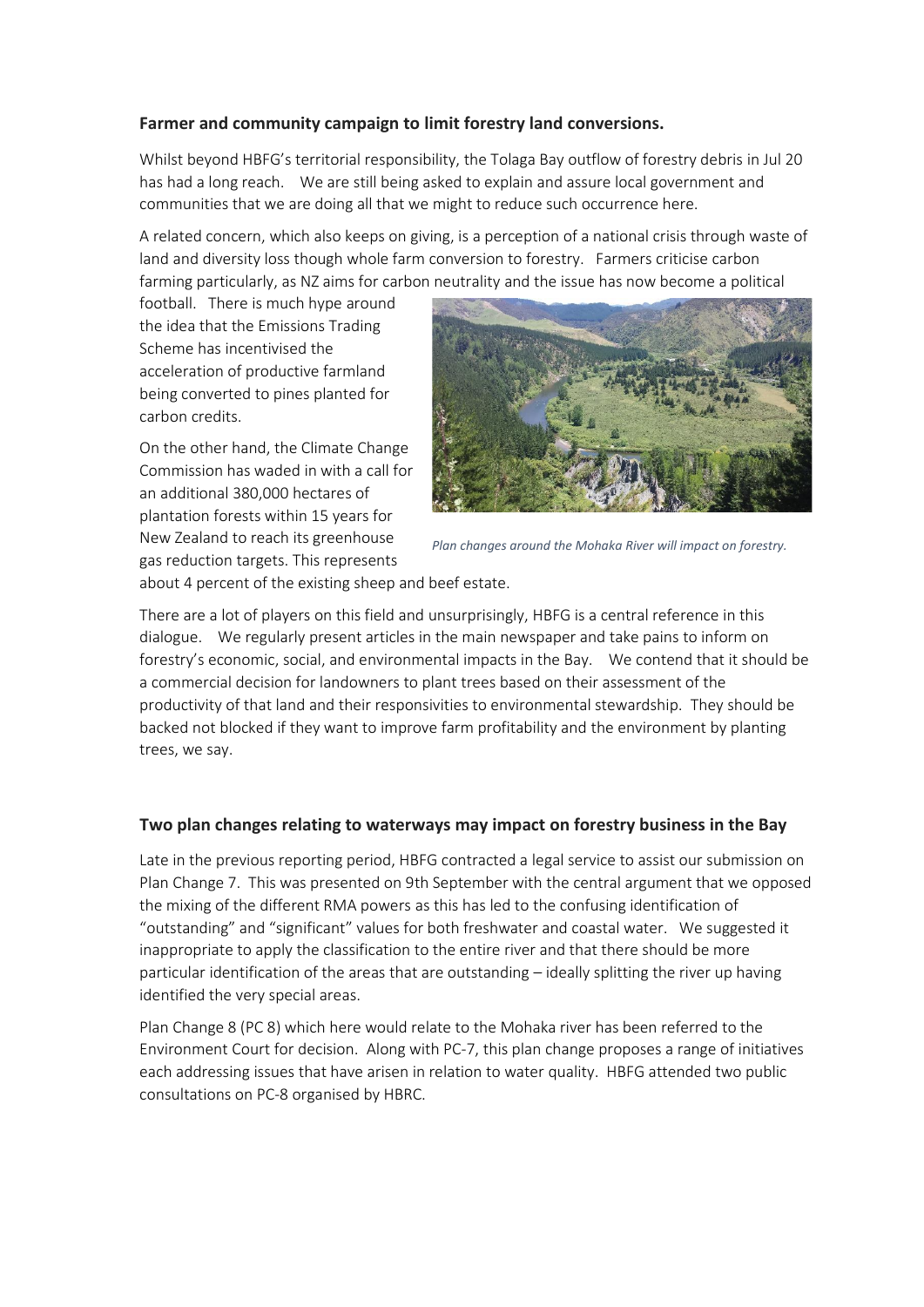### Farmer and community campaign to limit forestry land conversions.

Whilst beyond HBFG's territorial responsibility, the Tolaga Bay outflow of forestry debris in Jul 20 has had a long reach. We are still being asked to explain and assure local government and communities that we are doing all that we might to reduce such occurrence here.

A related concern, which also keeps on giving, is a perception of a national crisis through waste of land and diversity loss though whole farm conversion to forestry. Farmers criticise carbon farming particularly, as NZ aims for carbon neutrality and the issue has now become a political football. There is much hype around the idea that the Emissions Trading Scheme has incentivised the acceleration of productive farmland being converted to pines planted for carbon credits.

On the other hand, the Climate Change Commission has waded in with a call for an additional 380,000 hectares of plantation forests within 15 years for New Zealand to reach its greenhouse gas reduction targets. This represents about 4 percent of the existing sheep and beef estate.

*Plan changes around the Mohaka River will impact on forestry.*

There are a lot of players on this field and unsurprisingly, HBFG is a central reference in this dialogue. We regularly present articles in the main newspaper and take pains to inform on forestry's economic, social, and environmental impacts in the Bay. We contend that it should be a commercial decision for landowners to plant trees based on their assessment of the productivity of that land and their responsivities to environmental stewardship. They should be backed not blocked if they want to improve farm profitability and the environment by planting trees, we say.

### Two plan changes relating to waterways may impact on forestry business in the Bay

Late in the previous reporting period, HBFG contracted a legal service to assist our submission on Plan Change 7. This was presented on 9th September with the central argument that we opposed the mixing of the different RMA powers as this has led to the confusing identification of "outstanding" and "significant" values for both freshwater and coastal water. We suggested it inappropriate to apply the classification to the entire river and that there should be more particular identification of the areas that are outstanding – ideally splitting the river up having identified the very special areas.

Plan Change 8 (PC 8) which here would relate to the Mohaka river has been referred to the Environment Court for decision. Along with PC-7, this plan change proposes a range of initiatives each addressing issues that have arisen in relation to water quality. HBFG attended two public consultations on PC-8 organised by HBRC.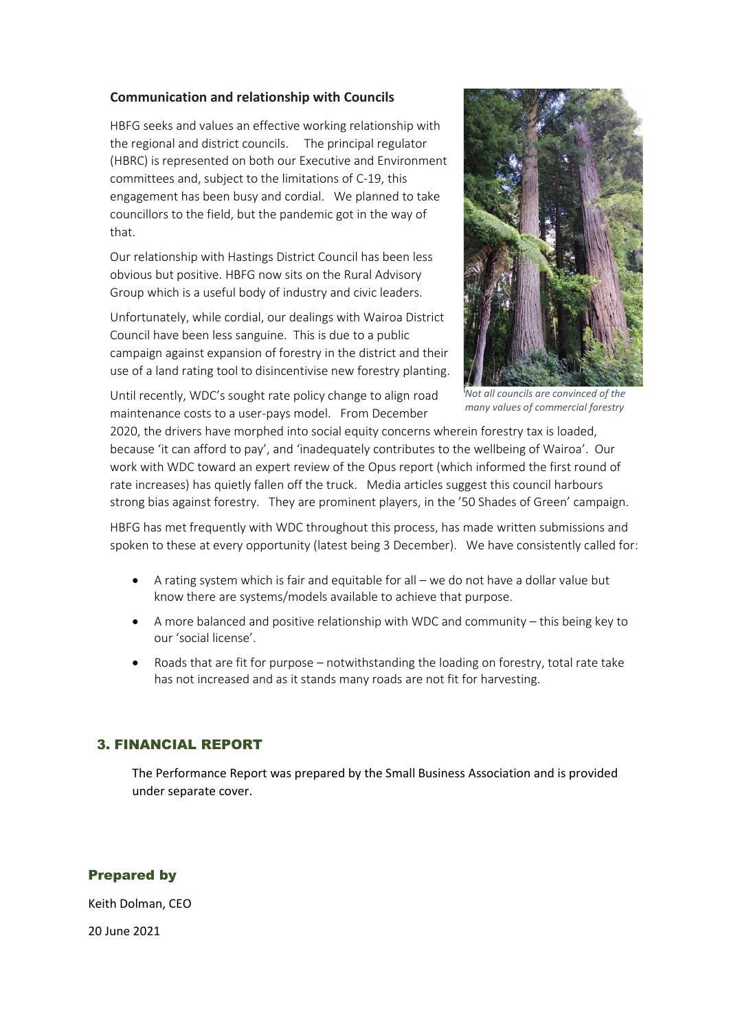**Communication and relationship with Councils**

HBFG seeks and values an effective working relationship with the regional and district councils. The principal regulator (HBRC) is represented on both our Executive and Environment committees and, subject to the limitations of C-19, this engagement has been busy and cordial. We planned to take councillors to the field, but the pandemic got in the way of that.

Our relationship with Hastings District Council has been less obvious but positive. HBFG now sits on the Rural Advisory Group which is a useful body of industry and civic leaders.

Unfortunately, while cordial, our dealings with Wairoa District Council have been less sanguine. This is due to a public campaign against expansion of forestry in the district and their use of a land rating tool to disincentivise new forestry planting.

*Not all councils are convinced of the many values of commercial forestry*

Until recently, WDC's sought rate policy change to align road maintenance costs to a user-pays model. From December 2020, the drivers have morphed into social equity concerns wherein forestry tax is loaded, because 'it can afford to pay', and 'inadequately contributes to the wellbeing of Wairoa'. Our work with WDC toward an expert review of the Opus report (which informed the first round of rate increases) has quietly fallen off the truck. Media articles suggest this council harbours strong bias against forestry. They are prominent players, in the '50 Shades of Green' campaign.

HBFG has met frequently with WDC throughout this process, has made written submissions and spoken to these at every opportunity (latest being 3 December). We have consistently called for:

- A rating system which is fair and equitable for all – we do not have a dollar value but know there are systems/models available to achieve that purpose.
- A more balanced and positive relationship with WDC and community – this being key to our 'social license'.
- Roads that are fit for purpose – notwithstanding the loading on forestry, total rate take has not increased and as it stands many roads are not fit for harvesting.

## 3. FINANCIAL REPORT

The Performance Report was prepared by the Small Business Association and is provided under separate cover.

### Prepared by

Keith Dolman, CEO

20 June 2021